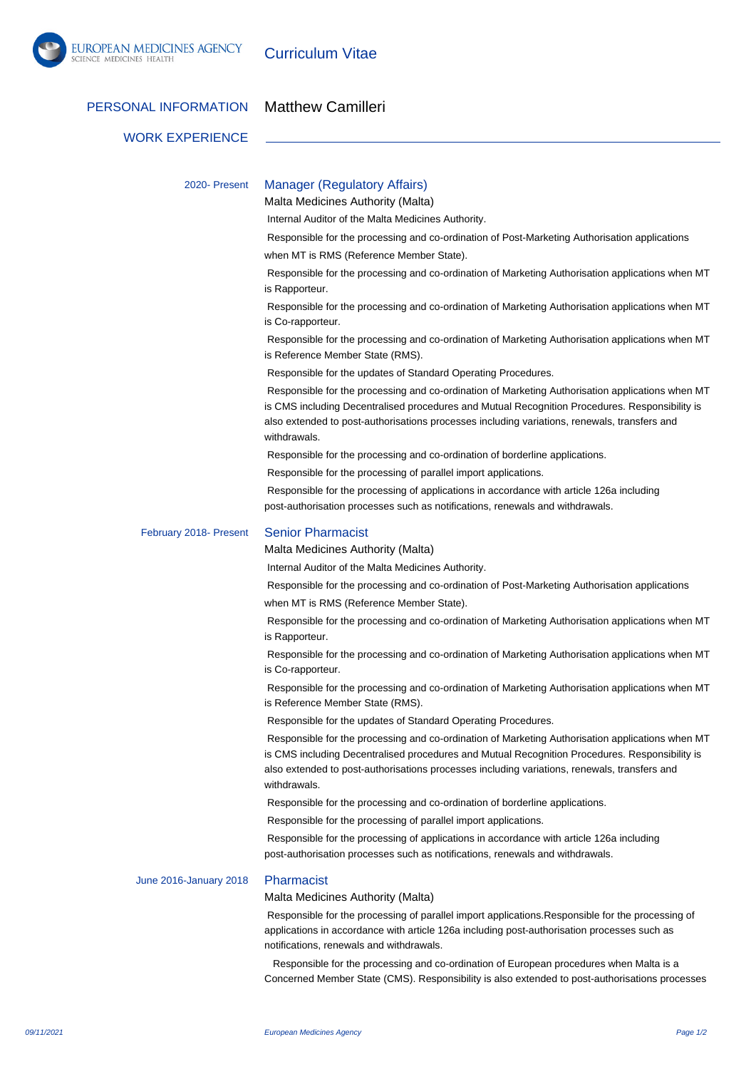# Curriculum Vitae

## PERSONAL INFORMATION

Matthew Camilleri

## WORK EXPERIENCE

**2020- Present**

### Manager (Regulatory Affairs)

Malta Medicines Authority (Malta)

Internal Auditor of the Malta Medicines Authority.

Responsible for the processing and co-ordination of Post-Marketing Authorisation applications when MT is RMS (Reference Member State).

Responsible for the processing and co-ordination of Marketing Authorisation applications when MT is Rapporteur.

Responsible for the processing and co-ordination of Marketing Authorisation applications when MT is Co-rapporteur.

Responsible for the processing and co-ordination of Marketing Authorisation applications when MT is Reference Member State (RMS).

Responsible for the updates of Standard Operating Procedures.

Responsible for the processing and co-ordination of Marketing Authorisation applications when MT is CMS including Decentralised procedures and Mutual Recognition Procedures. Responsibility is also extended to post-authorisations processes including variations, renewals, transfers and withdrawals.

Responsible for the processing and co-ordination of borderline applications.

Responsible for the processing of parallel import applications.

Responsible for the processing of applications in accordance with article 126a including post-authorisation processes such as notifications, renewals and withdrawals.

**February 2018- Present**

### Senior Pharmacist

Malta Medicines Authority (Malta)

Internal Auditor of the Malta Medicines Authority.

Responsible for the processing and co-ordination of Post-Marketing Authorisation applications when MT is RMS (Reference Member State).

Responsible for the processing and co-ordination of Marketing Authorisation applications when MT is Rapporteur.

Responsible for the processing and co-ordination of Marketing Authorisation applications when MT is Co-rapporteur.

Responsible for the processing and co-ordination of Marketing Authorisation applications when MT is Reference Member State (RMS).

Responsible for the updates of Standard Operating Procedures.

Responsible for the processing and co-ordination of Marketing Authorisation applications when MT is CMS including Decentralised procedures and Mutual Recognition Procedures. Responsibility is also extended to post-authorisations processes including variations, renewals, transfers and withdrawals.

Responsible for the processing and co-ordination of borderline applications.

Responsible for the processing of parallel import applications.

Responsible for the processing of applications in accordance with article 126a including post-authorisation processes such as notifications, renewals and withdrawals.

**June 2016-January 2018**

### Pharmacist

Malta Medicines Authority (Malta)

Responsible for the processing of parallel import applications.Responsible for the processing of applications in accordance with article 126a including post-authorisation processes such as notifications, renewals and withdrawals.

Responsible for the processing and co-ordination of European procedures when Malta is a Concerned Member State (CMS). Responsibility is also extended to post-authorisations processes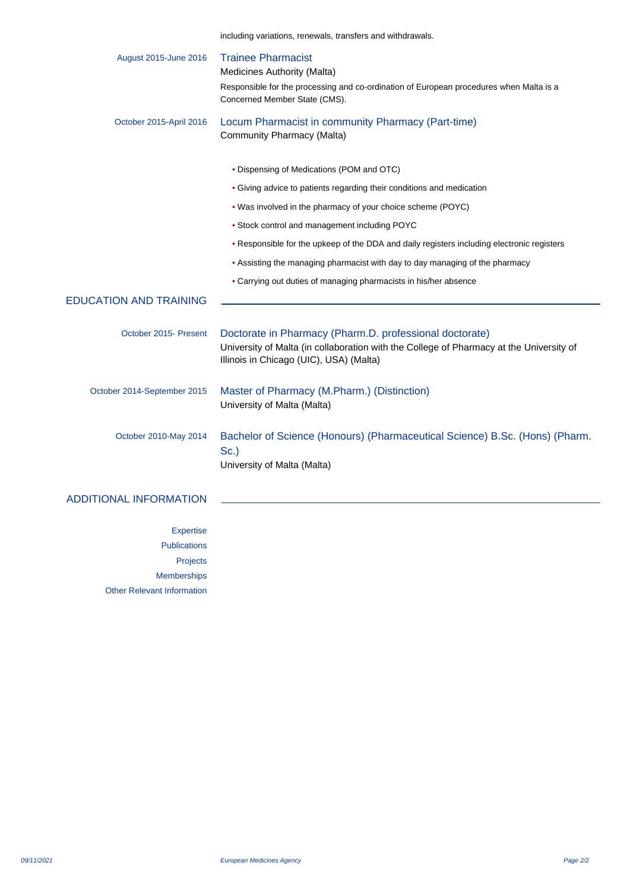including variations, renewals, transfers and withdrawals.

August 2015-June 2016

### Trainee Pharmacist

Medicines Authority (Malta)

Responsible for the processing and co-ordination of European procedures when Malta is a Concerned Member State (CMS).

October 2015-April 2016

### Locum Pharmacist in community Pharmacy (Part-time)

Community Pharmacy (Malta)

- Dispensing of Medications (POM and OTC)
- Giving advice to patients regarding their conditions and medication
- Was involved in the pharmacy of your choice scheme (POYC)
- Stock control and management including POYC
- Responsible for the upkeep of the DDA and daily registers including electronic registers
- Assisting the managing pharmacist with day to day managing of the pharmacy
- Carrying out duties of managing pharmacists in his/her absence

## EDUCATION AND TRAINING

October 2015- Present

### Doctorate in Pharmacy (Pharm.D. professional doctorate)

University of Malta (in collaboration with the College of Pharmacy at the University of Illinois in Chicago (UIC), USA) (Malta)

October 2014-September 2015

### Master of Pharmacy (M.Pharm.) (Distinction)

University of Malta (Malta)

October 2010-May 2014

### Bachelor of Science (Honours) (Pharmaceutical Science) B.Sc. (Hons) (Pharm. Sc.)

University of Malta (Malta)

## ADDITIONAL INFORMATION

Expertise

Publications

Projects

Memberships

Other Relevant Information